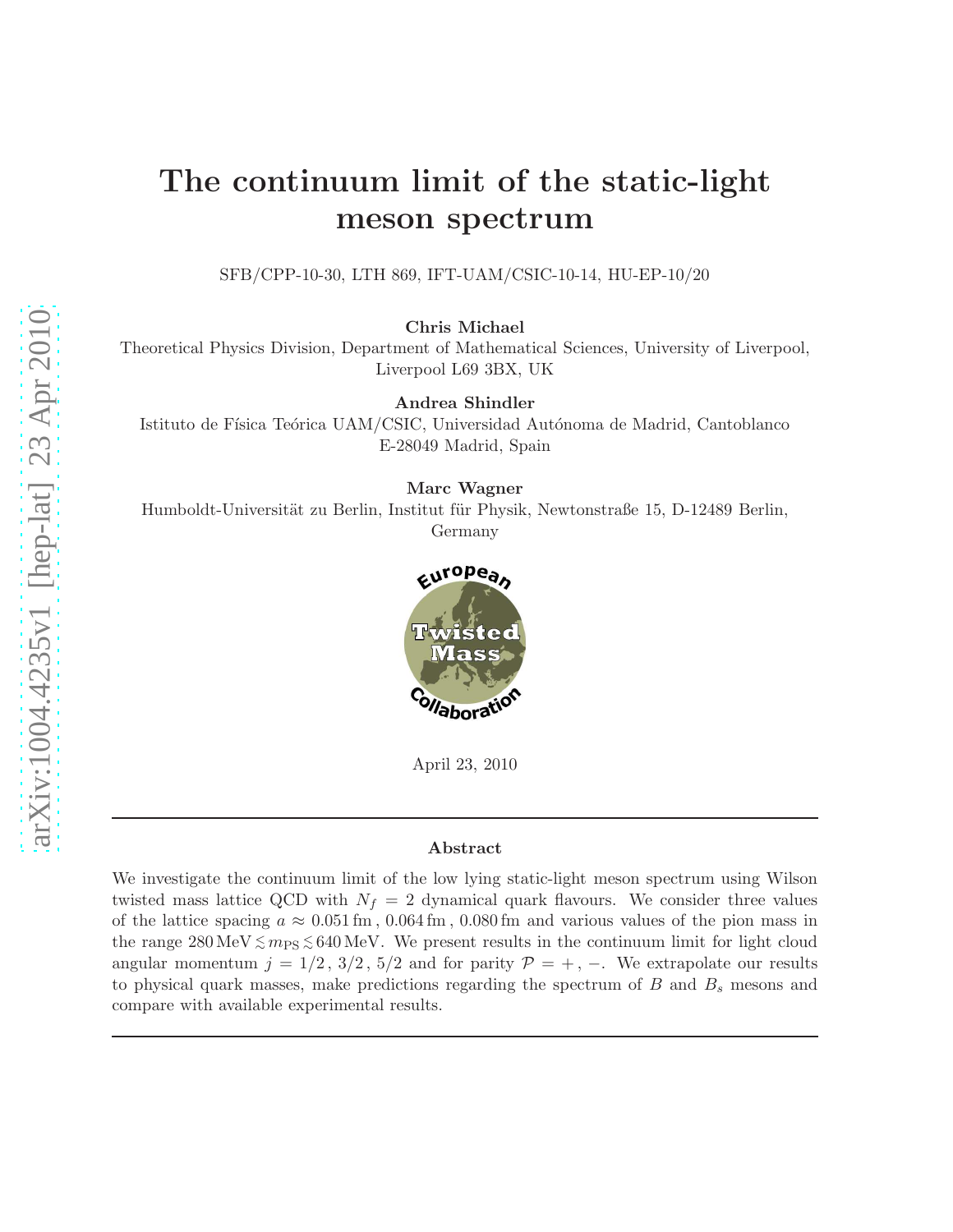# The continuum limit of the static-light meson spectrum

SFB/CPP-10-30, LTH 869, IFT-UAM/CSIC-10-14, HU-EP-10/20

**Chris Michael**
Theoretical Physics Division, Department of Mathematical Sciences, University of Liverpool, Liverpool L69 3BX, UK

**Andrea Shindler**
Istituto de Física Teórica UAM/CSIC, Universidad Autónoma de Madrid, Cantoblanco E-28049 Madrid, Spain

**Marc Wagner**
Humboldt-Universität zu Berlin, Institut für Physik, Newtonstraße 15, D-12489 Berlin, Germany

European Twisted Mass Collaboration

April 23, 2010

---

### Abstract

We investigate the continuum limit of the low lying static-light meson spectrum using Wilson twisted mass lattice QCD with $N_f = 2$ dynamical quark flavours. We consider three values of the lattice spacing $a \approx 0.051\,\text{fm}\,,\, 0.064\,\text{fm}\,,\, 0.080\,\text{fm}$ and various values of the pion mass in the range $280\,\text{MeV} \lesssim m_\text{PS} \lesssim 640\,\text{MeV}$. We present results in the continuum limit for light cloud angular momentum $j = 1/2\,,\, 3/2\,,\, 5/2$ and for parity $\mathcal{P} = +\,,\, -$. We extrapolate our results to physical quark masses, make predictions regarding the spectrum of $B$ and $B_s$ mesons and compare with available experimental results.

---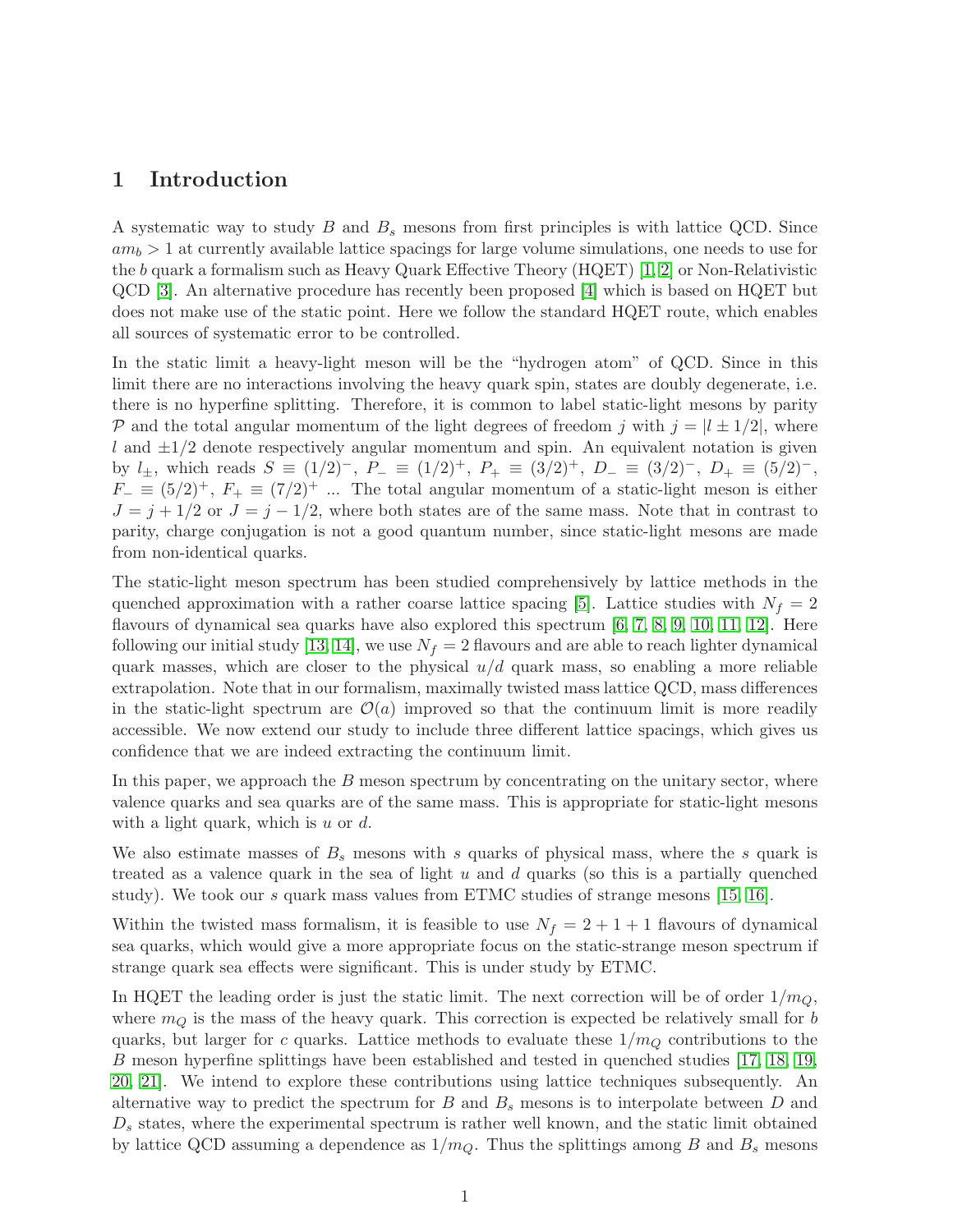# 1 Introduction

A systematic way to study $B$ and $B_s$ mesons from first principles is with lattice QCD. Since $am_b > 1$ at currently available lattice spacings for large volume simulations, one needs to use for the $b$ quark a formalism such as Heavy Quark Effective Theory (HQET) [1, 2] or Non-Relativistic QCD [3]. An alternative procedure has recently been proposed [4] which is based on HQET but does not make use of the static point. Here we follow the standard HQET route, which enables all sources of systematic error to be controlled.

In the static limit a heavy-light meson will be the "hydrogen atom" of QCD. Since in this limit there are no interactions involving the heavy quark spin, states are doubly degenerate, i.e. there is no hyperfine splitting. Therefore, it is common to label static-light mesons by parity $\mathcal{P}$ and the total angular momentum of the light degrees of freedom $j$ with $j = |l \pm 1/2|$, where $l$ and $\pm 1/2$ denote respectively angular momentum and spin. An equivalent notation is given by $l_\pm$, which reads $S \equiv (1/2)^-$, $P_- \equiv (1/2)^+$, $P_+ \equiv (3/2)^+$, $D_- \equiv (3/2)^-$, $D_+ \equiv (5/2)^-$, $F_- \equiv (5/2)^+$, $F_+ \equiv (7/2)^+$ ... The total angular momentum of a static-light meson is either $J = j + 1/2$ or $J = j - 1/2$, where both states are of the same mass. Note that in contrast to parity, charge conjugation is not a good quantum number, since static-light mesons are made from non-identical quarks.

The static-light meson spectrum has been studied comprehensively by lattice methods in the quenched approximation with a rather coarse lattice spacing [5]. Lattice studies with $N_f = 2$ flavours of dynamical sea quarks have also explored this spectrum [6, 7, 8, 9, 10, 11, 12]. Here following our initial study [13, 14], we use $N_f = 2$ flavours and are able to reach lighter dynamical quark masses, which are closer to the physical $u/d$ quark mass, so enabling a more reliable extrapolation. Note that in our formalism, maximally twisted mass lattice QCD, mass differences in the static-light spectrum are $\mathcal{O}(a)$ improved so that the continuum limit is more readily accessible. We now extend our study to include three different lattice spacings, which gives us confidence that we are indeed extracting the continuum limit.

In this paper, we approach the $B$ meson spectrum by concentrating on the unitary sector, where valence quarks and sea quarks are of the same mass. This is appropriate for static-light mesons with a light quark, which is $u$ or $d$.

We also estimate masses of $B_s$ mesons with $s$ quarks of physical mass, where the $s$ quark is treated as a valence quark in the sea of light $u$ and $d$ quarks (so this is a partially quenched study). We took our $s$ quark mass values from ETMC studies of strange mesons [15, 16].

Within the twisted mass formalism, it is feasible to use $N_f = 2 + 1 + 1$ flavours of dynamical sea quarks, which would give a more appropriate focus on the static-strange meson spectrum if strange quark sea effects were significant. This is under study by ETMC.

In HQET the leading order is just the static limit. The next correction will be of order $1/m_Q$, where $m_Q$ is the mass of the heavy quark. This correction is expected be relatively small for $b$ quarks, but larger for $c$ quarks. Lattice methods to evaluate these $1/m_Q$ contributions to the $B$ meson hyperfine splittings have been established and tested in quenched studies [17, 18, 19, 20, 21]. We intend to explore these contributions using lattice techniques subsequently. An alternative way to predict the spectrum for $B$ and $B_s$ mesons is to interpolate between $D$ and $D_s$ states, where the experimental spectrum is rather well known, and the static limit obtained by lattice QCD assuming a dependence as $1/m_Q$. Thus the splittings among $B$ and $B_s$ mesons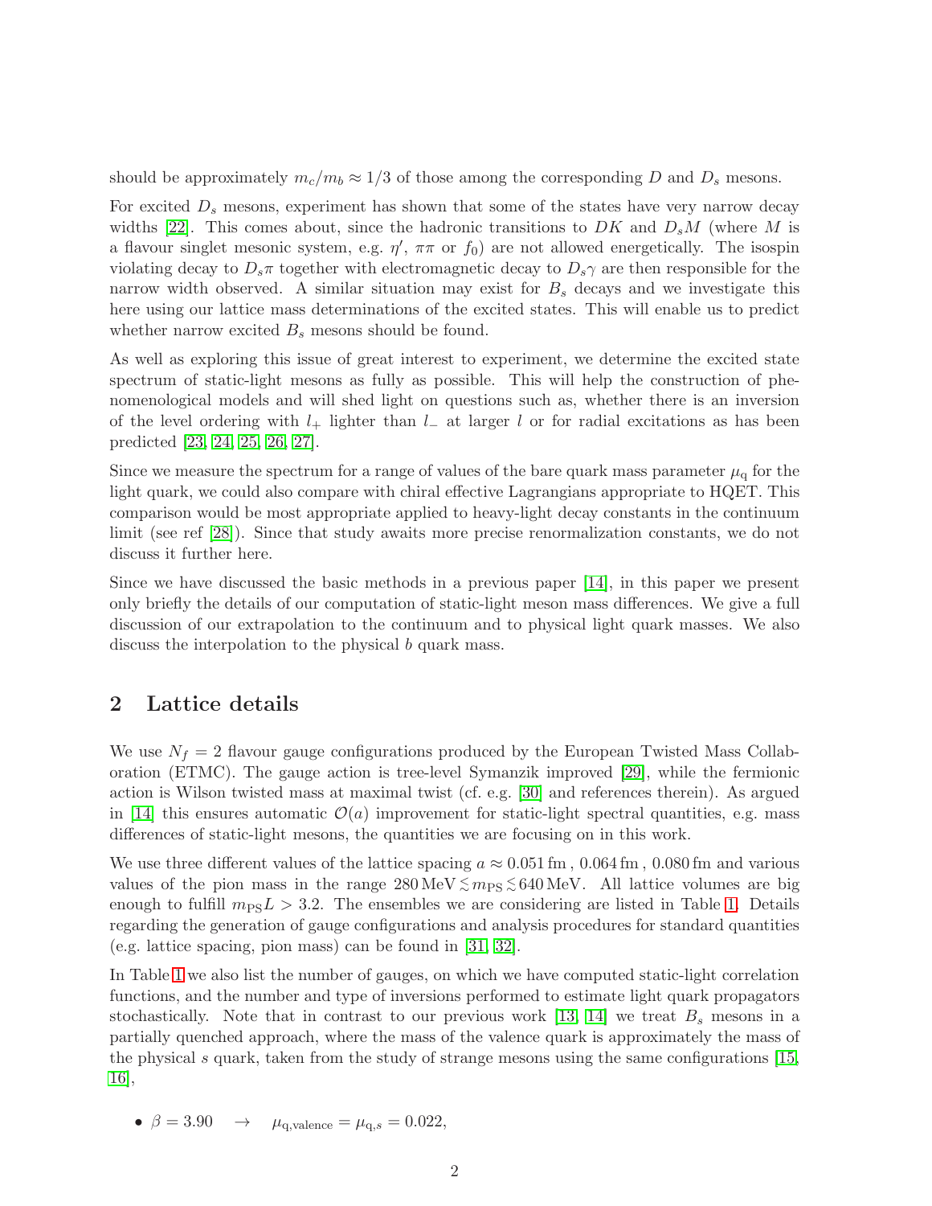should be approximately $m_c/m_b \approx 1/3$ of those among the corresponding $D$ and $D_s$ mesons.

For excited $D_s$ mesons, experiment has shown that some of the states have very narrow decay widths [22]. This comes about, since the hadronic transitions to $DK$ and $D_sM$ (where $M$ is a flavour singlet mesonic system, e.g. $\eta'$, $\pi\pi$ or $f_0$) are not allowed energetically. The isospin violating decay to $D_s\pi$ together with electromagnetic decay to $D_s\gamma$ are then responsible for the narrow width observed. A similar situation may exist for $B_s$ decays and we investigate this here using our lattice mass determinations of the excited states. This will enable us to predict whether narrow excited $B_s$ mesons should be found.

As well as exploring this issue of great interest to experiment, we determine the excited state spectrum of static-light mesons as fully as possible. This will help the construction of phenomenological models and will shed light on questions such as, whether there is an inversion of the level ordering with $l_+$ lighter than $l_-$ at larger $l$ or for radial excitations as has been predicted [23, 24, 25, 26, 27].

Since we measure the spectrum for a range of values of the bare quark mass parameter $\mu_\mathrm{q}$ for the light quark, we could also compare with chiral effective Lagrangians appropriate to HQET. This comparison would be most appropriate applied to heavy-light decay constants in the continuum limit (see ref [28]). Since that study awaits more precise renormalization constants, we do not discuss it further here.

Since we have discussed the basic methods in a previous paper [14], in this paper we present only briefly the details of our computation of static-light meson mass differences. We give a full discussion of our extrapolation to the continuum and to physical light quark masses. We also discuss the interpolation to the physical $b$ quark mass.

## 2 Lattice details

We use $N_f = 2$ flavour gauge configurations produced by the European Twisted Mass Collaboration (ETMC). The gauge action is tree-level Symanzik improved [29], while the fermionic action is Wilson twisted mass at maximal twist (cf. e.g. [30] and references therein). As argued in [14] this ensures automatic $\mathcal{O}(a)$ improvement for static-light spectral quantities, e.g. mass differences of static-light mesons, the quantities we are focusing on in this work.

We use three different values of the lattice spacing $a \approx 0.051\,\mathrm{fm}$, $0.064\,\mathrm{fm}$, $0.080\,\mathrm{fm}$ and various values of the pion mass in the range $280\,\mathrm{MeV} \lesssim m_\mathrm{PS} \lesssim 640\,\mathrm{MeV}$. All lattice volumes are big enough to fulfill $m_\mathrm{PS}L > 3.2$. The ensembles we are considering are listed in Table 1. Details regarding the generation of gauge configurations and analysis procedures for standard quantities (e.g. lattice spacing, pion mass) can be found in [31, 32].

In Table 1 we also list the number of gauges, on which we have computed static-light correlation functions, and the number and type of inversions performed to estimate light quark propagators stochastically. Note that in contrast to our previous work [13, 14] we treat $B_s$ mesons in a partially quenched approach, where the mass of the valence quark is approximately the mass of the physical $s$ quark, taken from the study of strange mesons using the same configurations [15, 16],

- $\beta = 3.90 \quad \rightarrow \quad \mu_{\mathrm{q,valence}} = \mu_{\mathrm{q},s} = 0.022,$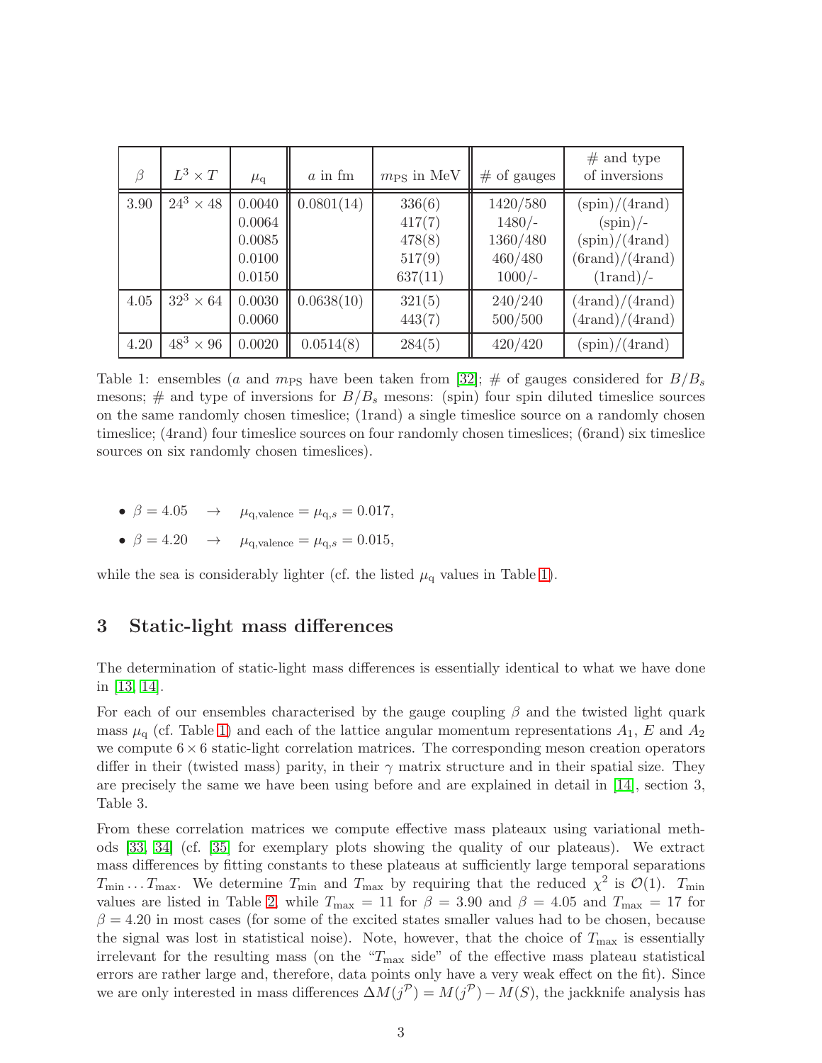| $\beta$ | $L^3 \times T$ | $\mu_\mathrm{q}$ | $a$ in fm | $m_\mathrm{PS}$ in MeV | # of gauges | # and type of inversions |
|---|---|---|---|---|---|---|
| 3.90 | $24^3 \times 48$ | 0.0040 | 0.0801(14) | 336(6) | 1420/580 | (spin)/(4rand) |
| | | 0.0064 | | 417(7) | 1480/- | (spin)/- |
| | | 0.0085 | | 478(8) | 1360/480 | (spin)/(4rand) |
| | | 0.0100 | | 517(9) | 460/480 | (6rand)/(4rand) |
| | | 0.0150 | | 637(11) | 1000/- | (1rand)/- |
| 4.05 | $32^3 \times 64$ | 0.0030 | 0.0638(10) | 321(5) | 240/240 | (4rand)/(4rand) |
| | | 0.0060 | | 443(7) | 500/500 | (4rand)/(4rand) |
| 4.20 | $48^3 \times 96$ | 0.0020 | 0.0514(8) | 284(5) | 420/420 | (spin)/(4rand) |

Table 1: ensembles ($a$ and $m_\mathrm{PS}$ have been taken from [32]; # of gauges considered for $B/B_s$ mesons; # and type of inversions for $B/B_s$ mesons: (spin) four spin diluted timeslice sources on the same randomly chosen timeslice; (1rand) a single timeslice source on a randomly chosen timeslice; (4rand) four timeslice sources on four randomly chosen timeslices; (6rand) six timeslice sources on six randomly chosen timeslices).

- $\beta = 4.05 \quad \rightarrow \quad \mu_{\mathrm{q,valence}} = \mu_{\mathrm{q},s} = 0.017$,
- $\beta = 4.20 \quad \rightarrow \quad \mu_{\mathrm{q,valence}} = \mu_{\mathrm{q},s} = 0.015$,

while the sea is considerably lighter (cf. the listed $\mu_\mathrm{q}$ values in Table 1).

## 3 Static-light mass differences

The determination of static-light mass differences is essentially identical to what we have done in [13, 14].

For each of our ensembles characterised by the gauge coupling $\beta$ and the twisted light quark mass $\mu_\mathrm{q}$ (cf. Table 1) and each of the lattice angular momentum representations $A_1$, $E$ and $A_2$ we compute $6 \times 6$ static-light correlation matrices. The corresponding meson creation operators differ in their (twisted mass) parity, in their $\gamma$ matrix structure and in their spatial size. They are precisely the same we have been using before and are explained in detail in [14], section 3, Table 3.

From these correlation matrices we compute effective mass plateaus using variational methods [33, 34] (cf. [35] for exemplary plots showing the quality of our plateaus). We extract mass differences by fitting constants to these plateaus at sufficiently large temporal separations $T_\mathrm{min} \ldots T_\mathrm{max}$. We determine $T_\mathrm{min}$ and $T_\mathrm{max}$ by requiring that the reduced $\chi^2$ is $\mathcal{O}(1)$. $T_\mathrm{min}$ values are listed in Table 2, while $T_\mathrm{max} = 11$ for $\beta = 3.90$ and $\beta = 4.05$ and $T_\mathrm{max} = 17$ for $\beta = 4.20$ in most cases (for some of the excited states smaller values had to be chosen, because the signal was lost in statistical noise). Note, however, that the choice of $T_\mathrm{max}$ is essentially irrelevant for the resulting mass (on the "$T_\mathrm{max}$ side" of the effective mass plateau statistical errors are rather large and, therefore, data points only have a very weak effect on the fit). Since we are only interested in mass differences $\Delta M(j^\mathcal{P}) = M(j^\mathcal{P}) - M(S)$, the jackknife analysis has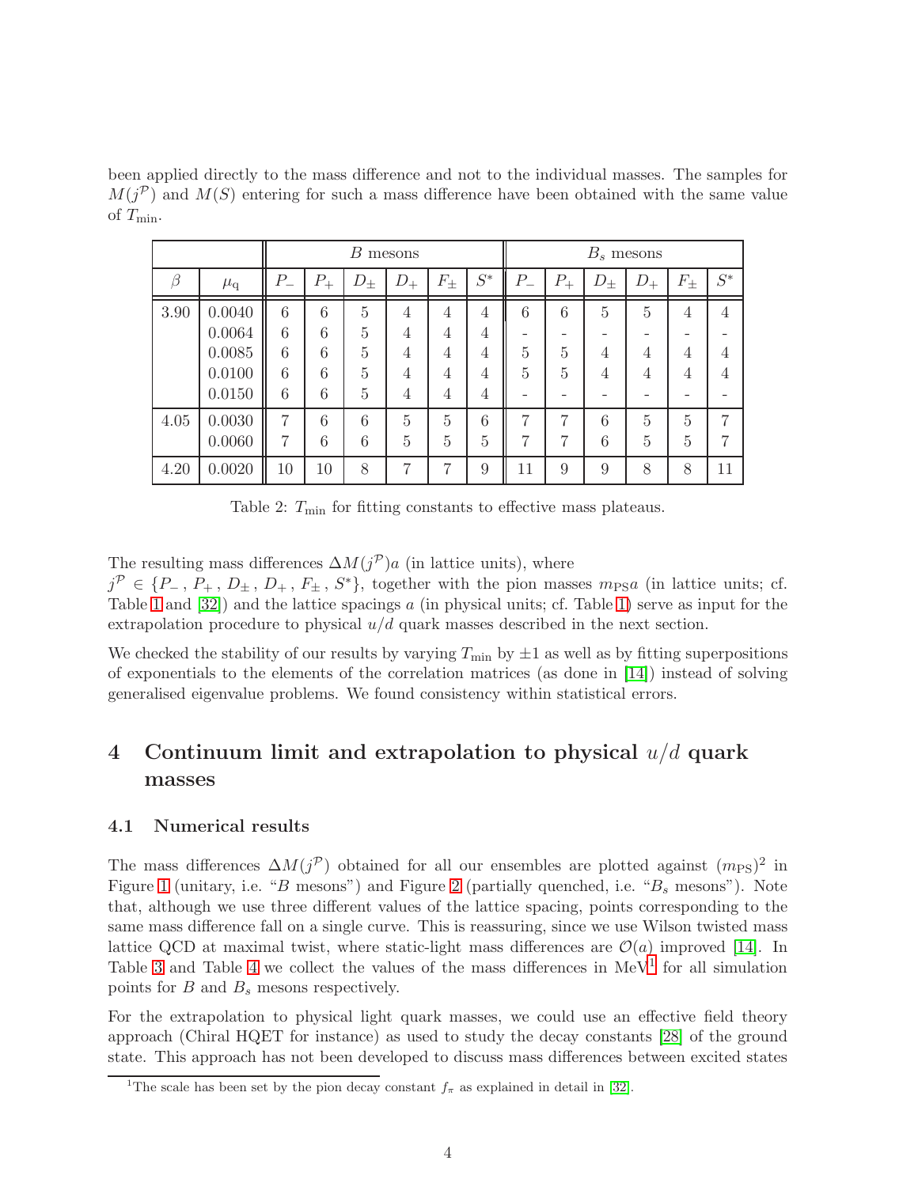been applied directly to the mass difference and not to the individual masses. The samples for $M(j^{\mathcal{P}})$ and $M(S)$ entering for such a mass difference have been obtained with the same value of $T_{\min}$.

| | | $B$ mesons | | | | | | $B_s$ mesons | | | | | |
|---|---|---|---|---|---|---|---|---|---|---|---|---|---|
| $\beta$ | $\mu_q$ | $P_-$ | $P_+$ | $D_\pm$ | $D_+$ | $F_\pm$ | $S^*$ | $P_-$ | $P_+$ | $D_\pm$ | $D_+$ | $F_\pm$ | $S^*$ |
| 3.90 | 0.0040 | 6 | 6 | 5 | 4 | 4 | 4 | 6 | 6 | 5 | 5 | 4 | 4 |
| | 0.0064 | 6 | 6 | 5 | 4 | 4 | 4 | - | - | - | - | - | - |
| | 0.0085 | 6 | 6 | 5 | 4 | 4 | 4 | 5 | 5 | 4 | 4 | 4 | 4 |
| | 0.0100 | 6 | 6 | 5 | 4 | 4 | 4 | 5 | 5 | 4 | 4 | 4 | 4 |
| | 0.0150 | 6 | 6 | 5 | 4 | 4 | 4 | - | - | - | - | - | - |
| 4.05 | 0.0030 | 7 | 6 | 6 | 5 | 5 | 6 | 7 | 7 | 6 | 5 | 5 | 7 |
| | 0.0060 | 7 | 6 | 6 | 5 | 5 | 5 | 7 | 7 | 6 | 5 | 5 | 7 |
| 4.20 | 0.0020 | 10 | 10 | 8 | 7 | 7 | 9 | 11 | 9 | 9 | 8 | 8 | 11 |

Table 2: $T_{\min}$ for fitting constants to effective mass plateaus.

The resulting mass differences $\Delta M(j^{\mathcal{P}})a$ (in lattice units), where $j^{\mathcal{P}} \in \{P_-, P_+, D_\pm, D_+, F_\pm, S^*\}$, together with the pion masses $m_{\mathrm{PS}}a$ (in lattice units; cf. Table 1 and [32]) and the lattice spacings $a$ (in physical units; cf. Table 1) serve as input for the extrapolation procedure to physical $u/d$ quark masses described in the next section.

We checked the stability of our results by varying $T_{\min}$ by $\pm 1$ as well as by fitting superpositions of exponentials to the elements of the correlation matrices (as done in [14]) instead of solving generalised eigenvalue problems. We found consistency within statistical errors.

# 4 Continuum limit and extrapolation to physical $u/d$ quark masses

## 4.1 Numerical results

The mass differences $\Delta M(j^{\mathcal{P}})$ obtained for all our ensembles are plotted against $(m_{\mathrm{PS}})^2$ in Figure 1 (unitary, i.e. "$B$ mesons") and Figure 2 (partially quenched, i.e. "$B_s$ mesons"). Note that, although we use three different values of the lattice spacing, points corresponding to the same mass difference fall on a single curve. This is reassuring, since we use Wilson twisted mass lattice QCD at maximal twist, where static-light mass differences are $\mathcal{O}(a)$ improved [14]. In Table 3 and Table 4 we collect the values of the mass differences in MeV[1] for all simulation points for $B$ and $B_s$ mesons respectively.

For the extrapolation to physical light quark masses, we could use an effective field theory approach (Chiral HQET for instance) as used to study the decay constants [28] of the ground state. This approach has not been developed to discuss mass differences between excited states

[1] The scale has been set by the pion decay constant $f_\pi$ as explained in detail in [32].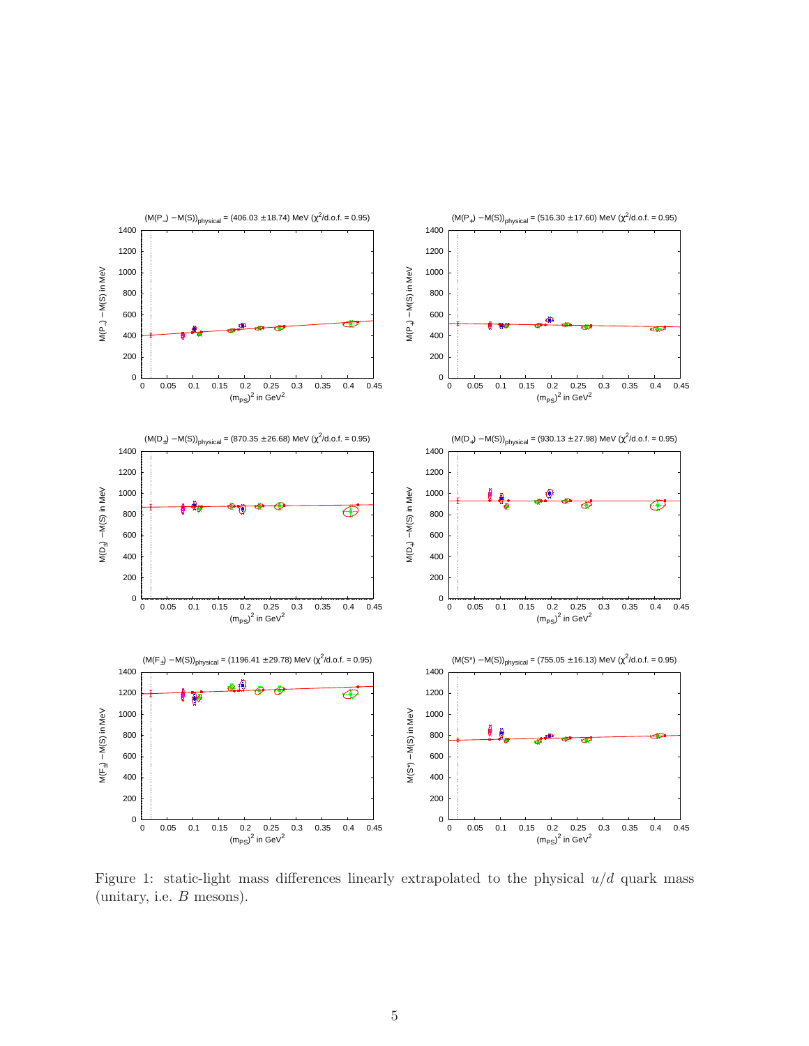Figure 1: static-light mass differences linearly extrapolated to the physical $u/d$ quark mass (unitary, i.e. $B$ mesons).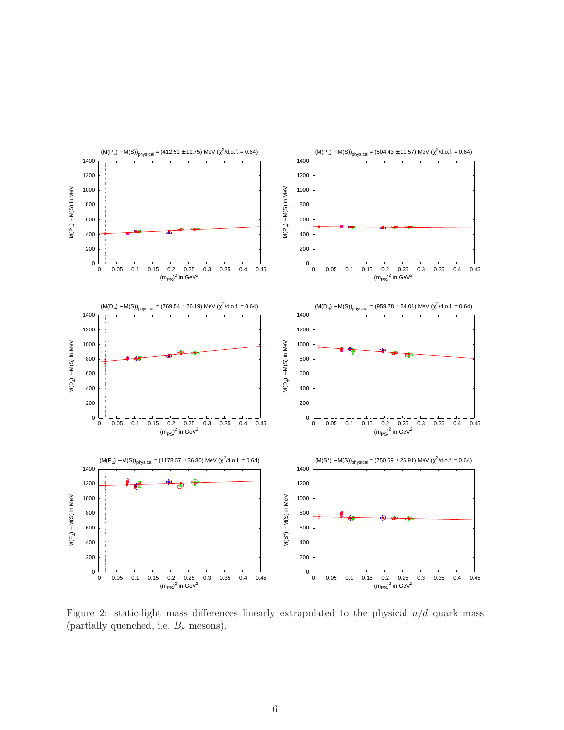$(M(P_-) - M(S))_{\text{physical}} = (412.51 \pm 11.75)$ MeV ($\chi^2$/d.o.f. = 0.64)

$(M(P_+) - M(S))_{\text{physical}} = (504.43 \pm 11.57)$ MeV ($\chi^2$/d.o.f. = 0.64)

$(M(D_\pm) - M(S))_{\text{physical}} = (769.54 \pm 26.19)$ MeV ($\chi^2$/d.o.f. = 0.64)

$(M(D_+) - M(S))_{\text{physical}} = (959.78 \pm 24.01)$ MeV ($\chi^2$/d.o.f. = 0.64)

$(M(F_\pm) - M(S))_{\text{physical}} = (1178.57 \pm 36.80)$ MeV ($\chi^2$/d.o.f. = 0.64)

$(M(S^*) - M(S))_{\text{physical}} = (750.59 \pm 25.91)$ MeV ($\chi^2$/d.o.f. = 0.64)

Figure 2: static-light mass differences linearly extrapolated to the physical $u/d$ quark mass (partially quenched, i.e. $B_s$ mesons).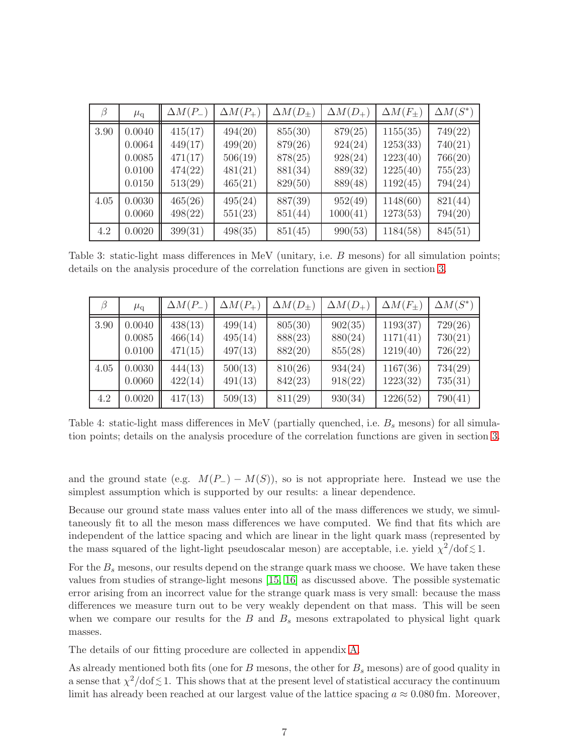| $\beta$ | $\mu_q$ | $\Delta M(P_-)$ | $\Delta M(P_+)$ | $\Delta M(D_\pm)$ | $\Delta M(D_+)$ | $\Delta M(F_\pm)$ | $\Delta M(S^*)$ |
|---|---|---|---|---|---|---|---|
| 3.90 | 0.0040 | 415(17) | 494(20) | 855(30) | 879(25) | 1155(35) | 749(22) |
| | 0.0064 | 449(17) | 499(20) | 879(26) | 924(24) | 1253(33) | 740(21) |
| | 0.0085 | 471(17) | 506(19) | 878(25) | 928(24) | 1223(40) | 766(20) |
| | 0.0100 | 474(22) | 481(21) | 881(34) | 889(32) | 1225(40) | 755(23) |
| | 0.0150 | 513(29) | 465(21) | 829(50) | 889(48) | 1192(45) | 794(24) |
| 4.05 | 0.0030 | 465(26) | 495(24) | 887(39) | 952(49) | 1148(60) | 821(44) |
| | 0.0060 | 498(22) | 551(23) | 851(44) | 1000(41) | 1273(53) | 794(20) |
| 4.2 | 0.0020 | 399(31) | 498(35) | 851(45) | 990(53) | 1184(58) | 845(51) |

Table 3: static-light mass differences in MeV (unitary, i.e. $B$ mesons) for all simulation points; details on the analysis procedure of the correlation functions are given in section 3.

| $\beta$ | $\mu_q$ | $\Delta M(P_-)$ | $\Delta M(P_+)$ | $\Delta M(D_\pm)$ | $\Delta M(D_+)$ | $\Delta M(F_\pm)$ | $\Delta M(S^*)$ |
|---|---|---|---|---|---|---|---|
| 3.90 | 0.0040 | 438(13) | 499(14) | 805(30) | 902(35) | 1193(37) | 729(26) |
| | 0.0085 | 466(14) | 495(14) | 888(23) | 880(24) | 1171(41) | 730(21) |
| | 0.0100 | 471(15) | 497(13) | 882(20) | 855(28) | 1219(40) | 726(22) |
| 4.05 | 0.0030 | 444(13) | 500(13) | 810(26) | 934(24) | 1167(36) | 734(29) |
| | 0.0060 | 422(14) | 491(13) | 842(23) | 918(22) | 1223(32) | 735(31) |
| 4.2 | 0.0020 | 417(13) | 509(13) | 811(29) | 930(34) | 1226(52) | 790(41) |

Table 4: static-light mass differences in MeV (partially quenched, i.e. $B_s$ mesons) for all simulation points; details on the analysis procedure of the correlation functions are given in section 3.

and the ground state (e.g. $M(P_-) - M(S)$), so is not appropriate here. Instead we use the simplest assumption which is supported by our results: a linear dependence.

Because our ground state mass values enter into all of the mass differences we study, we simultaneously fit to all the meson mass differences we have computed. We find that fits which are independent of the lattice spacing and which are linear in the light quark mass (represented by the mass squared of the light-light pseudoscalar meson) are acceptable, i.e. yield $\chi^2/\mathrm{dof} \lesssim 1$.

For the $B_s$ mesons, our results depend on the strange quark mass we choose. We have taken these values from studies of strange-light mesons [15, 16] as discussed above. The possible systematic error arising from an incorrect value for the strange quark mass is very small: because the mass differences we measure turn out to be very weakly dependent on that mass. This will be seen when we compare our results for the $B$ and $B_s$ mesons extrapolated to physical light quark masses.

The details of our fitting procedure are collected in appendix A.

As already mentioned both fits (one for $B$ mesons, the other for $B_s$ mesons) are of good quality in a sense that $\chi^2/\mathrm{dof} \lesssim 1$. This shows that at the present level of statistical accuracy the continuum limit has already been reached at our largest value of the lattice spacing $a \approx 0.080\,\mathrm{fm}$. Moreover,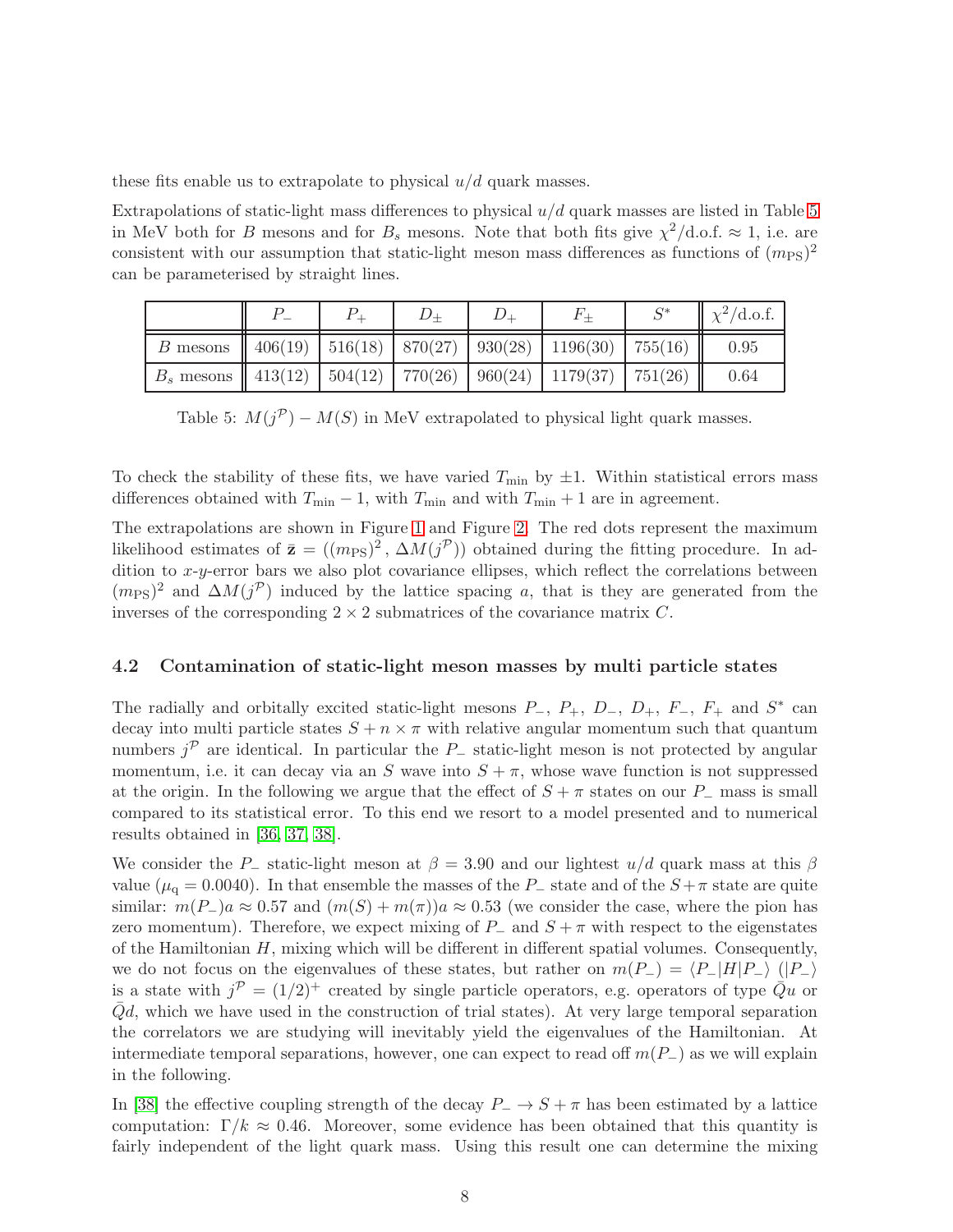these fits enable us to extrapolate to physical $u/d$ quark masses.

Extrapolations of static-light mass differences to physical $u/d$ quark masses are listed in Table 5 in MeV both for $B$ mesons and for $B_s$ mesons. Note that both fits give $\chi^2/\text{d.o.f.} \approx 1$, i.e. are consistent with our assumption that static-light meson mass differences as functions of $(m_{\text{PS}})^2$ can be parameterised by straight lines.

| | $P_-$ | $P_+$ | $D_\pm$ | $D_+$ | $F_\pm$ | $S^*$ | $\chi^2/\text{d.o.f.}$ |
|---|---|---|---|---|---|---|---|
| $B$ mesons | 406(19) | 516(18) | 870(27) | 930(28) | 1196(30) | 755(16) | 0.95 |
| $B_s$ mesons | 413(12) | 504(12) | 770(26) | 960(24) | 1179(37) | 751(26) | 0.64 |

Table 5: $M(j^{\mathcal{P}}) - M(S)$ in MeV extrapolated to physical light quark masses.

To check the stability of these fits, we have varied $T_{\text{min}}$ by $\pm 1$. Within statistical errors mass differences obtained with $T_{\text{min}} - 1$, with $T_{\text{min}}$ and with $T_{\text{min}} + 1$ are in agreement.

The extrapolations are shown in Figure 1 and Figure 2. The red dots represent the maximum likelihood estimates of $\bar{\mathbf{z}} = ((m_{\text{PS}})^2\,,\, \Delta M(j^{\mathcal{P}}))$ obtained during the fitting procedure. In addition to $x$-$y$-error bars we also plot covariance ellipses, which reflect the correlations between $(m_{\text{PS}})^2$ and $\Delta M(j^{\mathcal{P}})$ induced by the lattice spacing $a$, that is they are generated from the inverses of the corresponding $2 \times 2$ submatrices of the covariance matrix $C$.

### 4.2 Contamination of static-light meson masses by multi particle states

The radially and orbitally excited static-light mesons $P_-$, $P_+$, $D_-$, $D_+$, $F_-$, $F_+$ and $S^*$ can decay into multi particle states $S + n \times \pi$ with relative angular momentum such that quantum numbers $j^{\mathcal{P}}$ are identical. In particular the $P_-$ static-light meson is not protected by angular momentum, i.e. it can decay via an $S$ wave into $S + \pi$, whose wave function is not suppressed at the origin. In the following we argue that the effect of $S + \pi$ states on our $P_-$ mass is small compared to its statistical error. To this end we resort to a model presented and to numerical results obtained in [36, 37, 38].

We consider the $P_-$ static-light meson at $\beta = 3.90$ and our lightest $u/d$ quark mass at this $\beta$ value ($\mu_{\text{q}} = 0.0040$). In that ensemble the masses of the $P_-$ state and of the $S+\pi$ state are quite similar: $m(P_-)a \approx 0.57$ and $(m(S) + m(\pi))a \approx 0.53$ (we consider the case, where the pion has zero momentum). Therefore, we expect mixing of $P_-$ and $S + \pi$ with respect to the eigenstates of the Hamiltonian $H$, mixing which will be different in different spatial volumes. Consequently, we do not focus on the eigenvalues of these states, but rather on $m(P_-) = \langle P_- | H | P_- \rangle$ ($|P_-\rangle$ is a state with $j^{\mathcal{P}} = (1/2)^+$ created by single particle operators, e.g. operators of type $\bar{Q}u$ or $\bar{Q}d$, which we have used in the construction of trial states). At very large temporal separation the correlators we are studying will inevitably yield the eigenvalues of the Hamiltonian. At intermediate temporal separations, however, one can expect to read off $m(P_-)$ as we will explain in the following.

In [38] the effective coupling strength of the decay $P_- \to S + \pi$ has been estimated by a lattice computation: $\Gamma/k \approx 0.46$. Moreover, some evidence has been obtained that this quantity is fairly independent of the light quark mass. Using this result one can determine the mixing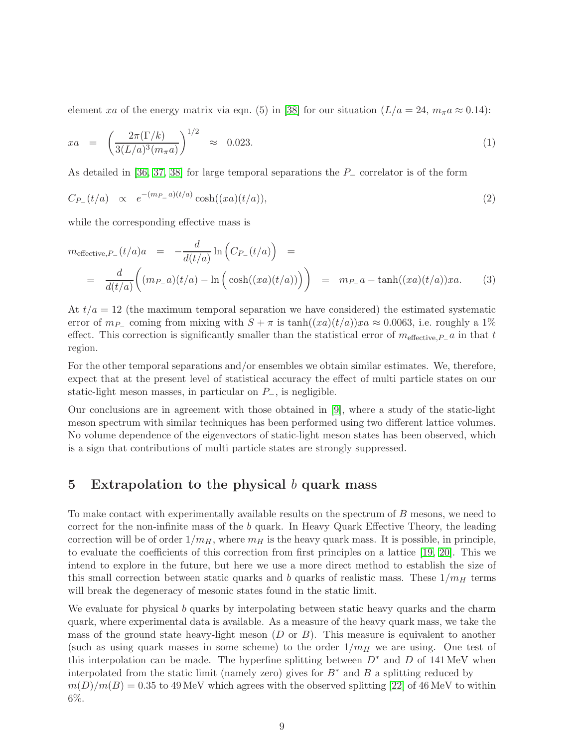element $xa$ of the energy matrix via eqn. (5) in [38] for our situation ($L/a = 24$, $m_\pi a \approx 0.14$):

$$xa = \left(\frac{2\pi(\Gamma/k)}{3(L/a)^3(m_\pi a)}\right)^{1/2} \approx 0.023. \tag{1}$$

As detailed in [36, 37, 38] for large temporal separations the $P_-$ correlator is of the form

$$C_{P_-}(t/a) \propto e^{-(m_{P_-}a)(t/a)} \cosh((xa)(t/a)), \tag{2}$$

while the corresponding effective mass is

$$\begin{aligned} m_{\text{effective},P_-}(t/a)a &= -\frac{d}{d(t/a)} \ln\Big(C_{P_-}(t/a)\Big) = \\ &= \frac{d}{d(t/a)}\bigg((m_{P_-}a)(t/a) - \ln\Big(\cosh((xa)(t/a))\Big)\bigg) = m_{P_-}a - \tanh((xa)(t/a))xa. \end{aligned} \tag{3}$$

At $t/a = 12$ (the maximum temporal separation we have considered) the estimated systematic error of $m_{P_-}$ coming from mixing with $S + \pi$ is $\tanh((xa)(t/a))xa \approx 0.0063$, i.e. roughly a 1% effect. This correction is significantly smaller than the statistical error of $m_{\text{effective},P_-}a$ in that $t$ region.

For the other temporal separations and/or ensembles we obtain similar estimates. We, therefore, expect that at the present level of statistical accuracy the effect of multi particle states on our static-light meson masses, in particular on $P_-$, is negligible.

Our conclusions are in agreement with those obtained in [9], where a study of the static-light meson spectrum with similar techniques has been performed using two different lattice volumes. No volume dependence of the eigenvectors of static-light meson states has been observed, which is a sign that contributions of multi particle states are strongly suppressed.

## 5 Extrapolation to the physical $b$ quark mass

To make contact with experimentally available results on the spectrum of $B$ mesons, we need to correct for the non-infinite mass of the $b$ quark. In Heavy Quark Effective Theory, the leading correction will be of order $1/m_H$, where $m_H$ is the heavy quark mass. It is possible, in principle, to evaluate the coefficients of this correction from first principles on a lattice [19, 20]. This we intend to explore in the future, but here we use a more direct method to establish the size of this small correction between static quarks and $b$ quarks of realistic mass. These $1/m_H$ terms will break the degeneracy of mesonic states found in the static limit.

We evaluate for physical $b$ quarks by interpolating between static heavy quarks and the charm quark, where experimental data is available. As a measure of the heavy quark mass, we take the mass of the ground state heavy-light meson ($D$ or $B$). This measure is equivalent to another (such as using quark masses in some scheme) to the order $1/m_H$ we are using. One test of this interpolation can be made. The hyperfine splitting between $D^*$ and $D$ of 141 MeV when interpolated from the static limit (namely zero) gives for $B^*$ and $B$ a splitting reduced by $m(D)/m(B) = 0.35$ to 49 MeV which agrees with the observed splitting [22] of 46 MeV to within 6%.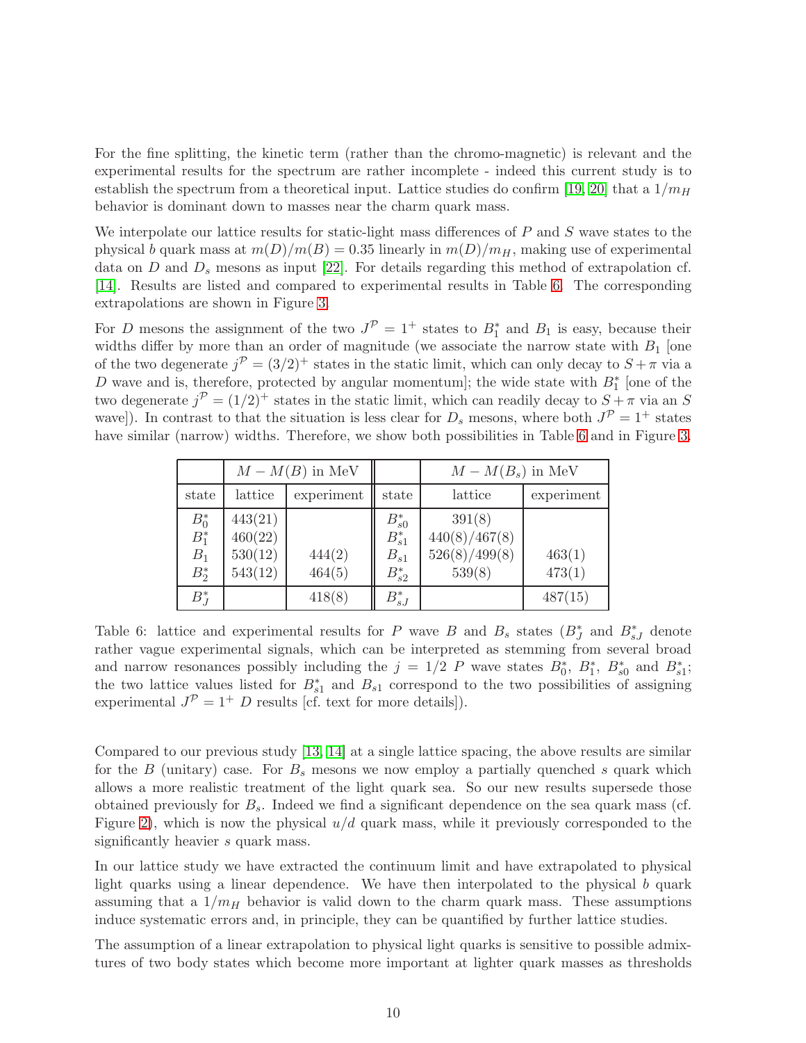For the fine splitting, the kinetic term (rather than the chromo-magnetic) is relevant and the experimental results for the spectrum are rather incomplete - indeed this current study is to establish the spectrum from a theoretical input. Lattice studies do confirm [19, 20] that a $1/m_H$ behavior is dominant down to masses near the charm quark mass.

We interpolate our lattice results for static-light mass differences of $P$ and $S$ wave states to the physical $b$ quark mass at $m(D)/m(B) = 0.35$ linearly in $m(D)/m_H$, making use of experimental data on $D$ and $D_s$ mesons as input [22]. For details regarding this method of extrapolation cf. [14]. Results are listed and compared to experimental results in Table 6. The corresponding extrapolations are shown in Figure 3.

For $D$ mesons the assignment of the two $J^{\mathcal{P}} = 1^+$ states to $B_1^*$ and $B_1$ is easy, because their widths differ by more than an order of magnitude (we associate the narrow state with $B_1$ [one of the two degenerate $j^{\mathcal{P}} = (3/2)^+$ states in the static limit, which can only decay to $S + \pi$ via a $D$ wave and is, therefore, protected by angular momentum]; the wide state with $B_1^*$ [one of the two degenerate $j^{\mathcal{P}} = (1/2)^+$ states in the static limit, which can readily decay to $S + \pi$ via an $S$ wave]). In contrast to that the situation is less clear for $D_s$ mesons, where both $J^{\mathcal{P}} = 1^+$ states have similar (narrow) widths. Therefore, we show both possibilities in Table 6 and in Figure 3.

| | $M - M(B)$ in MeV | | | $M - M(B_s)$ in MeV | |
|---|---|---|---|---|---|
| state | lattice | experiment | state | lattice | experiment |
| $B_0^*$ | 443(21) | | $B_{s0}^*$ | 391(8) | |
| $B_1^*$ | 460(22) | | $B_{s1}^*$ | 440(8)/467(8) | |
| $B_1$ | 530(12) | 444(2) | $B_{s1}$ | 526(8)/499(8) | 463(1) |
| $B_2^*$ | 543(12) | 464(5) | $B_{s2}^*$ | 539(8) | 473(1) |
| $B_J^*$ | | 418(8) | $B_{sJ}^*$ | | 487(15) |

Table 6: lattice and experimental results for $P$ wave $B$ and $B_s$ states ($B_J^*$ and $B_{sJ}^*$ denote rather vague experimental signals, which can be interpreted as stemming from several broad and narrow resonances possibly including the $j = 1/2$ $P$ wave states $B_0^*$, $B_1^*$, $B_{s0}^*$ and $B_{s1}^*$; the two lattice values listed for $B_{s1}^*$ and $B_{s1}$ correspond to the two possibilities of assigning experimental $J^{\mathcal{P}} = 1^+$ $D$ results [cf. text for more details]).

Compared to our previous study [13, 14] at a single lattice spacing, the above results are similar for the $B$ (unitary) case. For $B_s$ mesons we now employ a partially quenched $s$ quark which allows a more realistic treatment of the light quark sea. So our new results supersede those obtained previously for $B_s$. Indeed we find a significant dependence on the sea quark mass (cf. Figure 2), which is now the physical $u/d$ quark mass, while it previously corresponded to the significantly heavier $s$ quark mass.

In our lattice study we have extracted the continuum limit and have extrapolated to physical light quarks using a linear dependence. We have then interpolated to the physical $b$ quark assuming that a $1/m_H$ behavior is valid down to the charm quark mass. These assumptions induce systematic errors and, in principle, they can be quantified by further lattice studies.

The assumption of a linear extrapolation to physical light quarks is sensitive to possible admixtures of two body states which become more important at lighter quark masses as thresholds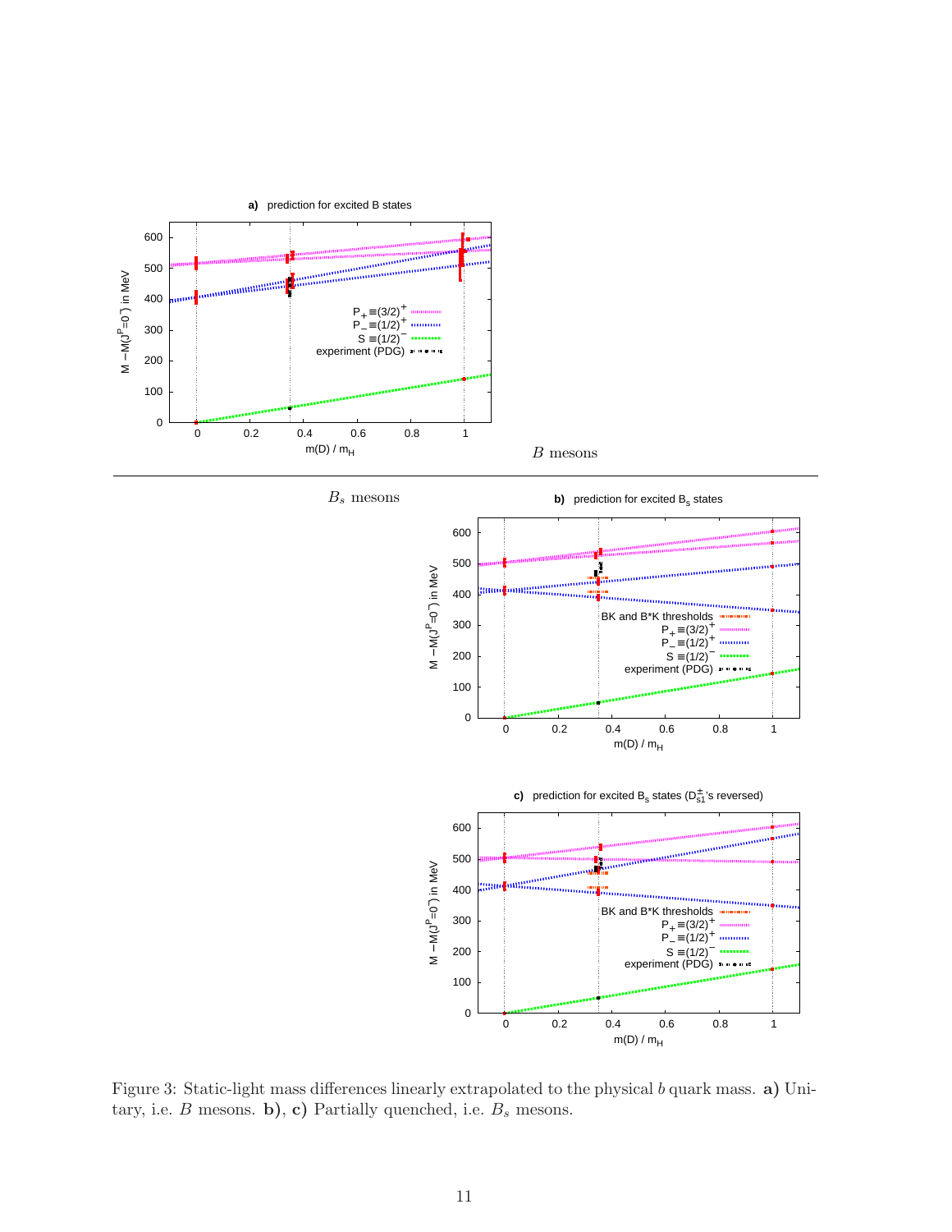**a)** prediction for excited B states

$B$ mesons

$B_s$ mesons

**b)** prediction for excited $B_s$ states

**c)** prediction for excited $B_s$ states ($D_{s1}^{\pm}$'s reversed)

Figure 3: Static-light mass differences linearly extrapolated to the physical $b$ quark mass. **a)** Unitary, i.e. $B$ mesons. **b)**, **c)** Partially quenched, i.e. $B_s$ mesons.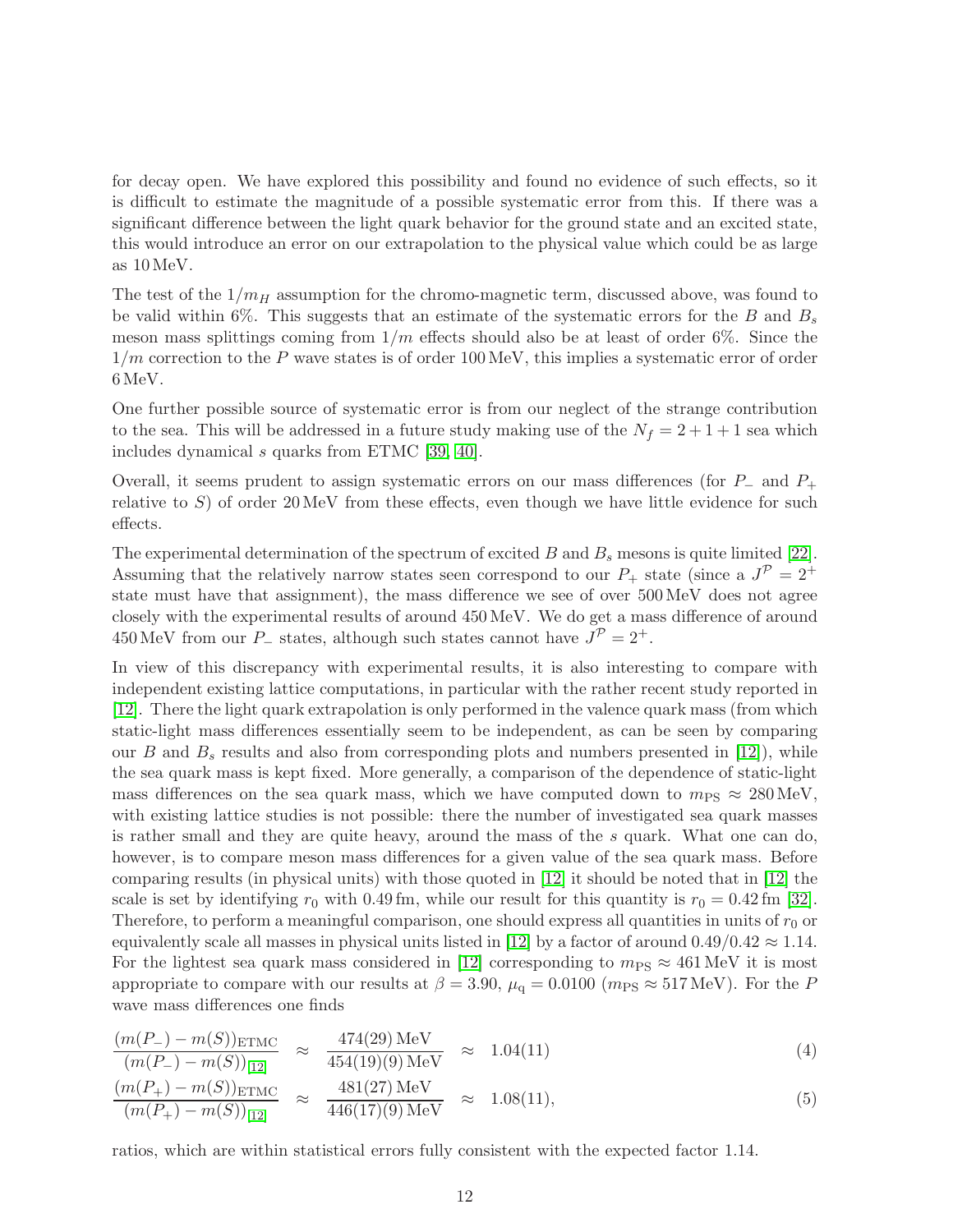for decay open. We have explored this possibility and found no evidence of such effects, so it is difficult to estimate the magnitude of a possible systematic error from this. If there was a significant difference between the light quark behavior for the ground state and an excited state, this would introduce an error on our extrapolation to the physical value which could be as large as 10 MeV.

The test of the $1/m_H$ assumption for the chromo-magnetic term, discussed above, was found to be valid within 6%. This suggests that an estimate of the systematic errors for the $B$ and $B_s$ meson mass splittings coming from $1/m$ effects should also be at least of order 6%. Since the $1/m$ correction to the $P$ wave states is of order 100 MeV, this implies a systematic error of order 6 MeV.

One further possible source of systematic error is from our neglect of the strange contribution to the sea. This will be addressed in a future study making use of the $N_f = 2+1+1$ sea which includes dynamical $s$ quarks from ETMC [39, 40].

Overall, it seems prudent to assign systematic errors on our mass differences (for $P_-$ and $P_+$ relative to $S$) of order 20 MeV from these effects, even though we have little evidence for such effects.

The experimental determination of the spectrum of excited $B$ and $B_s$ mesons is quite limited [22]. Assuming that the relatively narrow states seen correspond to our $P_+$ state (since a $J^\mathcal{P} = 2^+$ state must have that assignment), the mass difference we see of over 500 MeV does not agree closely with the experimental results of around 450 MeV. We do get a mass difference of around 450 MeV from our $P_-$ states, although such states cannot have $J^\mathcal{P} = 2^+$.

In view of this discrepancy with experimental results, it is also interesting to compare with independent existing lattice computations, in particular with the rather recent study reported in [12]. There the light quark extrapolation is only performed in the valence quark mass (from which static-light mass differences essentially seem to be independent, as can be seen by comparing our $B$ and $B_s$ results and also from corresponding plots and numbers presented in [12]), while the sea quark mass is kept fixed. More generally, a comparison of the dependence of static-light mass differences on the sea quark mass, which we have computed down to $m_\mathrm{PS} \approx 280\,\mathrm{MeV}$, with existing lattice studies is not possible: there the number of investigated sea quark masses is rather small and they are quite heavy, around the mass of the $s$ quark. What one can do, however, is to compare meson mass differences for a given value of the sea quark mass. Before comparing results (in physical units) with those quoted in [12] it should be noted that in [12] the scale is set by identifying $r_0$ with 0.49 fm, while our result for this quantity is $r_0 = 0.42\,\mathrm{fm}$ [32]. Therefore, to perform a meaningful comparison, one should express all quantities in units of $r_0$ or equivalently scale all masses in physical units listed in [12] by a factor of around $0.49/0.42 \approx 1.14$. For the lightest sea quark mass considered in [12] corresponding to $m_\mathrm{PS} \approx 461\,\mathrm{MeV}$ it is most appropriate to compare with our results at $\beta = 3.90$, $\mu_\mathrm{q} = 0.0100$ ($m_\mathrm{PS} \approx 517\,\mathrm{MeV}$). For the $P$ wave mass differences one finds

$$\frac{(m(P_-) - m(S))_\mathrm{ETMC}}{(m(P_-) - m(S))_{[12]}} \approx \frac{474(29)\,\mathrm{MeV}}{454(19)(9)\,\mathrm{MeV}} \approx 1.04(11) \tag{4}$$

$$\frac{(m(P_+) - m(S))_\mathrm{ETMC}}{(m(P_+) - m(S))_{[12]}} \approx \frac{481(27)\,\mathrm{MeV}}{446(17)(9)\,\mathrm{MeV}} \approx 1.08(11), \tag{5}$$

ratios, which are within statistical errors fully consistent with the expected factor 1.14.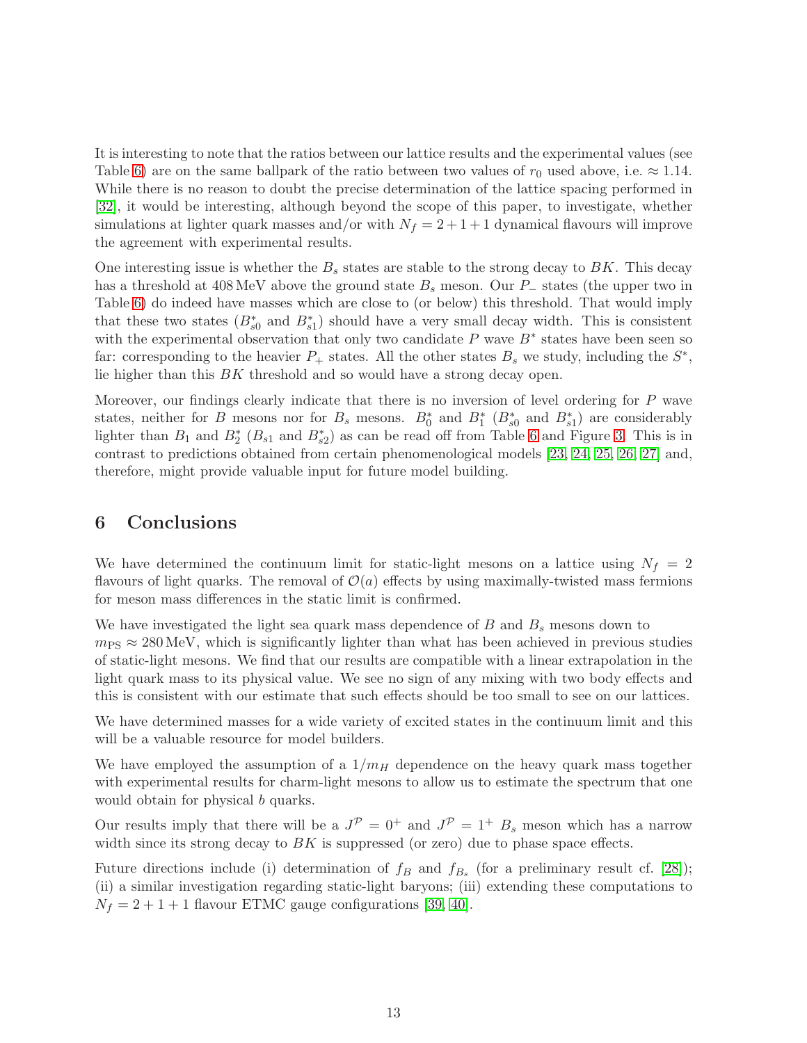It is interesting to note that the ratios between our lattice results and the experimental values (see Table 6) are on the same ballpark of the ratio between two values of $r_0$ used above, i.e. $\approx 1.14$. While there is no reason to doubt the precise determination of the lattice spacing performed in [32], it would be interesting, although beyond the scope of this paper, to investigate, whether simulations at lighter quark masses and/or with $N_f = 2+1+1$ dynamical flavours will improve the agreement with experimental results.

One interesting issue is whether the $B_s$ states are stable to the strong decay to $BK$. This decay has a threshold at 408 MeV above the ground state $B_s$ meson. Our $P_-$ states (the upper two in Table 6) do indeed have masses which are close to (or below) this threshold. That would imply that these two states ($B^*_{s0}$ and $B^*_{s1}$) should have a very small decay width. This is consistent with the experimental observation that only two candidate $P$ wave $B^*$ states have been seen so far: corresponding to the heavier $P_+$ states. All the other states $B_s$ we study, including the $S^*$, lie higher than this $BK$ threshold and so would have a strong decay open.

Moreover, our findings clearly indicate that there is no inversion of level ordering for $P$ wave states, neither for $B$ mesons nor for $B_s$ mesons. $B^*_0$ and $B^*_1$ ($B^*_{s0}$ and $B^*_{s1}$) are considerably lighter than $B_1$ and $B^*_2$ ($B_{s1}$ and $B^*_{s2}$) as can be read off from Table 6 and Figure 3. This is in contrast to predictions obtained from certain phenomenological models [23, 24, 25, 26, 27] and, therefore, might provide valuable input for future model building.

## 6 Conclusions

We have determined the continuum limit for static-light mesons on a lattice using $N_f = 2$ flavours of light quarks. The removal of $\mathcal{O}(a)$ effects by using maximally-twisted mass fermions for meson mass differences in the static limit is confirmed.

We have investigated the light sea quark mass dependence of $B$ and $B_s$ mesons down to $m_{\mathrm{PS}} \approx 280\,\mathrm{MeV}$, which is significantly lighter than what has been achieved in previous studies of static-light mesons. We find that our results are compatible with a linear extrapolation in the light quark mass to its physical value. We see no sign of any mixing with two body effects and this is consistent with our estimate that such effects should be too small to see on our lattices.

We have determined masses for a wide variety of excited states in the continuum limit and this will be a valuable resource for model builders.

We have employed the assumption of a $1/m_H$ dependence on the heavy quark mass together with experimental results for charm-light mesons to allow us to estimate the spectrum that one would obtain for physical $b$ quarks.

Our results imply that there will be a $J^{\mathcal{P}} = 0^+$ and $J^{\mathcal{P}} = 1^+$ $B_s$ meson which has a narrow width since its strong decay to $BK$ is suppressed (or zero) due to phase space effects.

Future directions include (i) determination of $f_B$ and $f_{B_s}$ (for a preliminary result cf. [28]); (ii) a similar investigation regarding static-light baryons; (iii) extending these computations to $N_f = 2+1+1$ flavour ETMC gauge configurations [39, 40].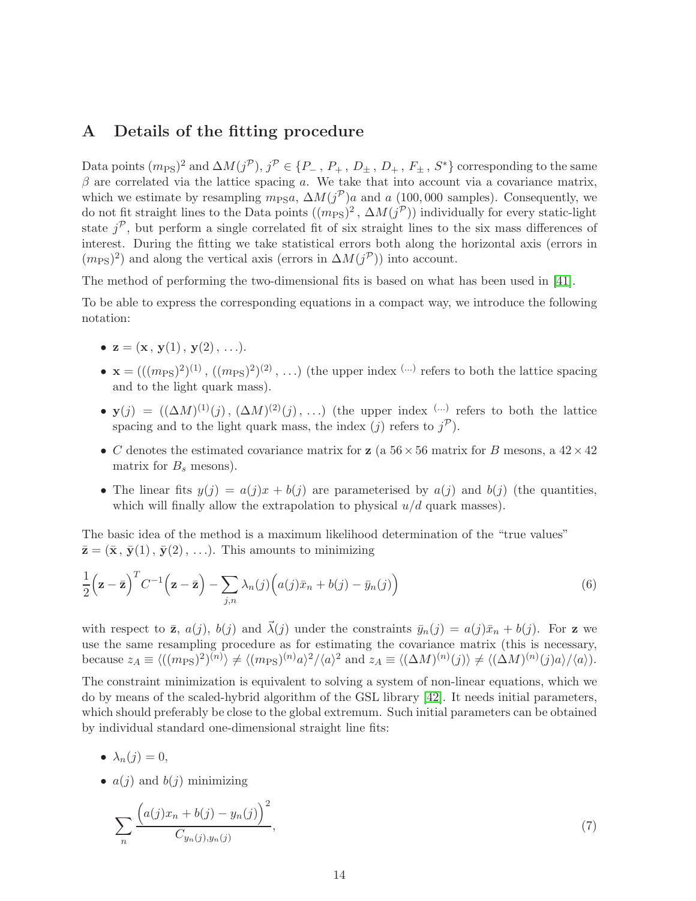# A Details of the fitting procedure

Data points $(m_{\mathrm{PS}})^2$ and $\Delta M(j^{\mathcal{P}})$, $j^{\mathcal{P}} \in \{P_-\,, P_+\,, D_\pm\,, D_+\,, F_\pm\,, S^*\}$ corresponding to the same $\beta$ are correlated via the lattice spacing $a$. We take that into account via a covariance matrix, which we estimate by resampling $m_{\mathrm{PS}}a$, $\Delta M(j^{\mathcal{P}})a$ and $a$ (100,000 samples). Consequently, we do not fit straight lines to the Data points $((m_{\mathrm{PS}})^2\,, \Delta M(j^{\mathcal{P}}))$ individually for every static-light state $j^{\mathcal{P}}$, but perform a single correlated fit of six straight lines to the six mass differences of interest. During the fitting we take statistical errors both along the horizontal axis (errors in $(m_{\mathrm{PS}})^2$) and along the vertical axis (errors in $\Delta M(j^{\mathcal{P}})$) into account.

The method of performing the two-dimensional fits is based on what has been used in [41].

To be able to express the corresponding equations in a compact way, we introduce the following notation:

- $\mathbf{z} = (\mathbf{x}\,, \mathbf{y}(1)\,, \mathbf{y}(2)\,, \ldots)$.
- $\mathbf{x} = (((m_{\mathrm{PS}})^2)^{(1)}\,, ((m_{\mathrm{PS}})^2)^{(2)}\,, \ldots)$ (the upper index $^{(\ldots)}$ refers to both the lattice spacing and to the light quark mass).
- $\mathbf{y}(j) = ((\Delta M)^{(1)}(j)\,, (\Delta M)^{(2)}(j)\,, \ldots)$ (the upper index $^{(\ldots)}$ refers to both the lattice spacing and to the light quark mass, the index $(j)$ refers to $j^{\mathcal{P}}$).
- $C$ denotes the estimated covariance matrix for $\mathbf{z}$ (a $56 \times 56$ matrix for $B$ mesons, a $42 \times 42$ matrix for $B_s$ mesons).
- The linear fits $y(j) = a(j)x + b(j)$ are parameterised by $a(j)$ and $b(j)$ (the quantities, which will finally allow the extrapolation to physical $u/d$ quark masses).

The basic idea of the method is a maximum likelihood determination of the "true values" $\bar{\mathbf{z}} = (\bar{\mathbf{x}}\,, \bar{\mathbf{y}}(1)\,, \bar{\mathbf{y}}(2)\,, \ldots)$. This amounts to minimizing

$$\frac{1}{2}\Big(\mathbf{z} - \bar{\mathbf{z}}\Big)^T C^{-1}\Big(\mathbf{z} - \bar{\mathbf{z}}\Big) - \sum_{j,n} \lambda_n(j)\Big(a(j)\bar{x}_n + b(j) - \bar{y}_n(j)\Big) \tag{6}$$

with respect to $\bar{\mathbf{z}}$, $a(j)$, $b(j)$ and $\vec{\lambda}(j)$ under the constraints $\bar{y}_n(j) = a(j)\bar{x}_n + b(j)$. For $\mathbf{z}$ we use the same resampling procedure as for estimating the covariance matrix (this is necessary, because $z_A \equiv \langle((m_{\mathrm{PS}})^2)^{(n)}\rangle \neq \langle(m_{\mathrm{PS}})^{(n)}a\rangle^2/\langle a\rangle^2$ and $z_A \equiv \langle(\Delta M)^{(n)}(j)\rangle \neq \langle(\Delta M)^{(n)}(j)a\rangle/\langle a\rangle$).

The constraint minimization is equivalent to solving a system of non-linear equations, which we do by means of the scaled-hybrid algorithm of the GSL library [42]. It needs initial parameters, which should preferably be close to the global extremum. Such initial parameters can be obtained by individual standard one-dimensional straight line fits:

- $\lambda_n(j) = 0$,
- $a(j)$ and $b(j)$ minimizing

$$\sum_n \frac{\Big(a(j)x_n + b(j) - y_n(j)\Big)^2}{C_{y_n(j),y_n(j)}}, \tag{7}$$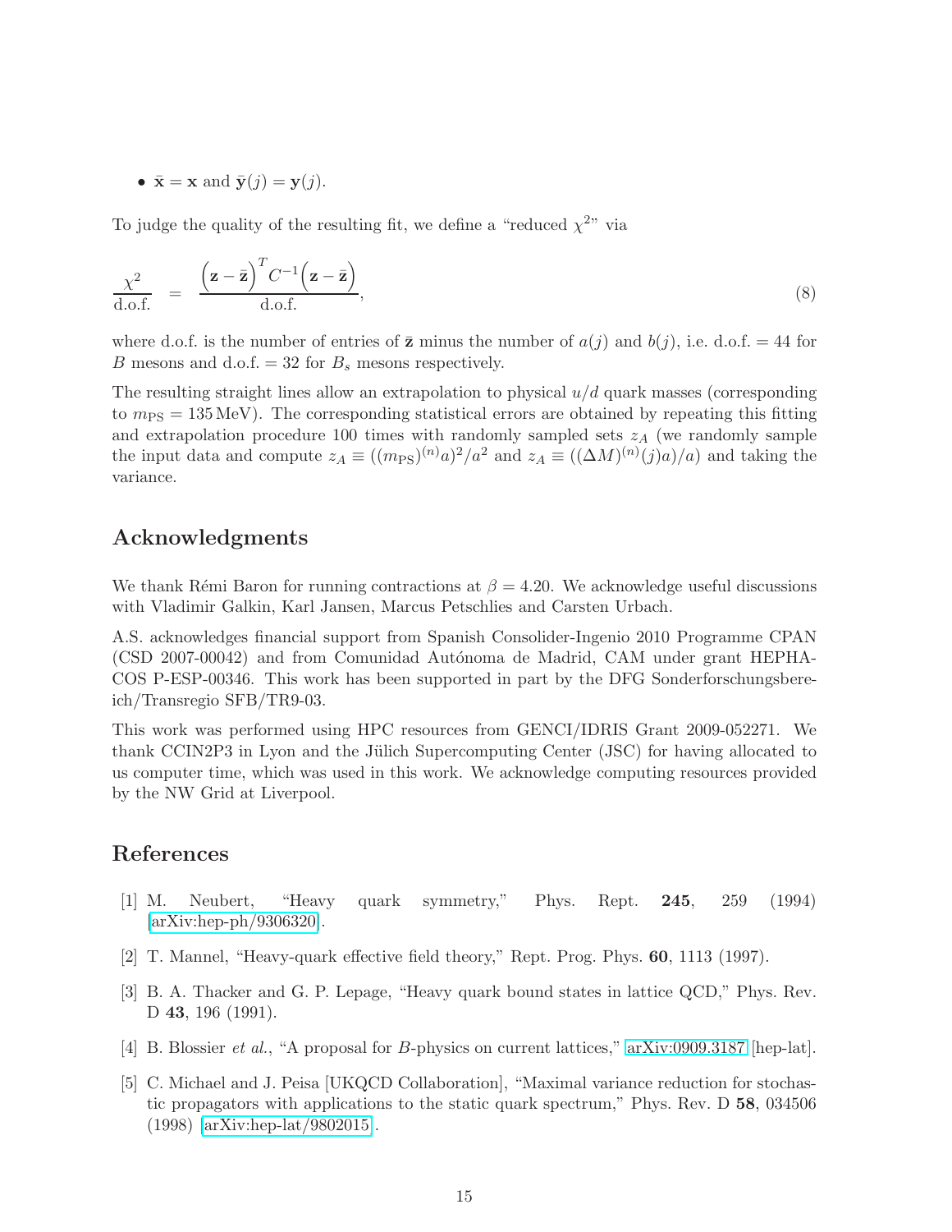- $\bar{\mathbf{x}} = \mathbf{x}$ and $\bar{\mathbf{y}}(j) = \mathbf{y}(j)$.

To judge the quality of the resulting fit, we define a "reduced $\chi^2$" via

$$\frac{\chi^2}{\text{d.o.f.}} \;\; = \;\; \frac{\Big(\mathbf{z} - \bar{\mathbf{z}}\Big)^T C^{-1} \Big(\mathbf{z} - \bar{\mathbf{z}}\Big)}{\text{d.o.f.}}, \tag{8}$$

where d.o.f. is the number of entries of $\bar{\mathbf{z}}$ minus the number of $a(j)$ and $b(j)$, i.e. d.o.f. $= 44$ for $B$ mesons and d.o.f. $= 32$ for $B_s$ mesons respectively.

The resulting straight lines allow an extrapolation to physical $u/d$ quark masses (corresponding to $m_{\text{PS}} = 135\,\text{MeV}$). The corresponding statistical errors are obtained by repeating this fitting and extrapolation procedure 100 times with randomly sampled sets $z_A$ (we randomly sample the input data and compute $z_A \equiv ((m_{\text{PS}})^{(n)}a)^2/a^2$ and $z_A \equiv ((\Delta M)^{(n)}(j)a)/a)$ and taking the variance.

## Acknowledgments

We thank Rémi Baron for running contractions at $\beta = 4.20$. We acknowledge useful discussions with Vladimir Galkin, Karl Jansen, Marcus Petschlies and Carsten Urbach.

A.S. acknowledges financial support from Spanish Consolider-Ingenio 2010 Programme CPAN (CSD 2007-00042) and from Comunidad Autónoma de Madrid, CAM under grant HEPHACOS P-ESP-00346. This work has been supported in part by the DFG Sonderforschungsbereich/Transregio SFB/TR9-03.

This work was performed using HPC resources from GENCI/IDRIS Grant 2009-052271. We thank CCIN2P3 in Lyon and the Jülich Supercomputing Center (JSC) for having allocated to us computer time, which was used in this work. We acknowledge computing resources provided by the NW Grid at Liverpool.

## References

[1] M. Neubert, "Heavy quark symmetry," Phys. Rept. **245**, 259 (1994) [arXiv:hep-ph/9306320].

[2] T. Mannel, "Heavy-quark effective field theory," Rept. Prog. Phys. **60**, 1113 (1997).

[3] B. A. Thacker and G. P. Lepage, "Heavy quark bound states in lattice QCD," Phys. Rev. D **43**, 196 (1991).

[4] B. Blossier *et al.*, "A proposal for $B$-physics on current lattices," arXiv:0909.3187 [hep-lat].

[5] C. Michael and J. Peisa [UKQCD Collaboration], "Maximal variance reduction for stochastic propagators with applications to the static quark spectrum," Phys. Rev. D **58**, 034506 (1998) [arXiv:hep-lat/9802015].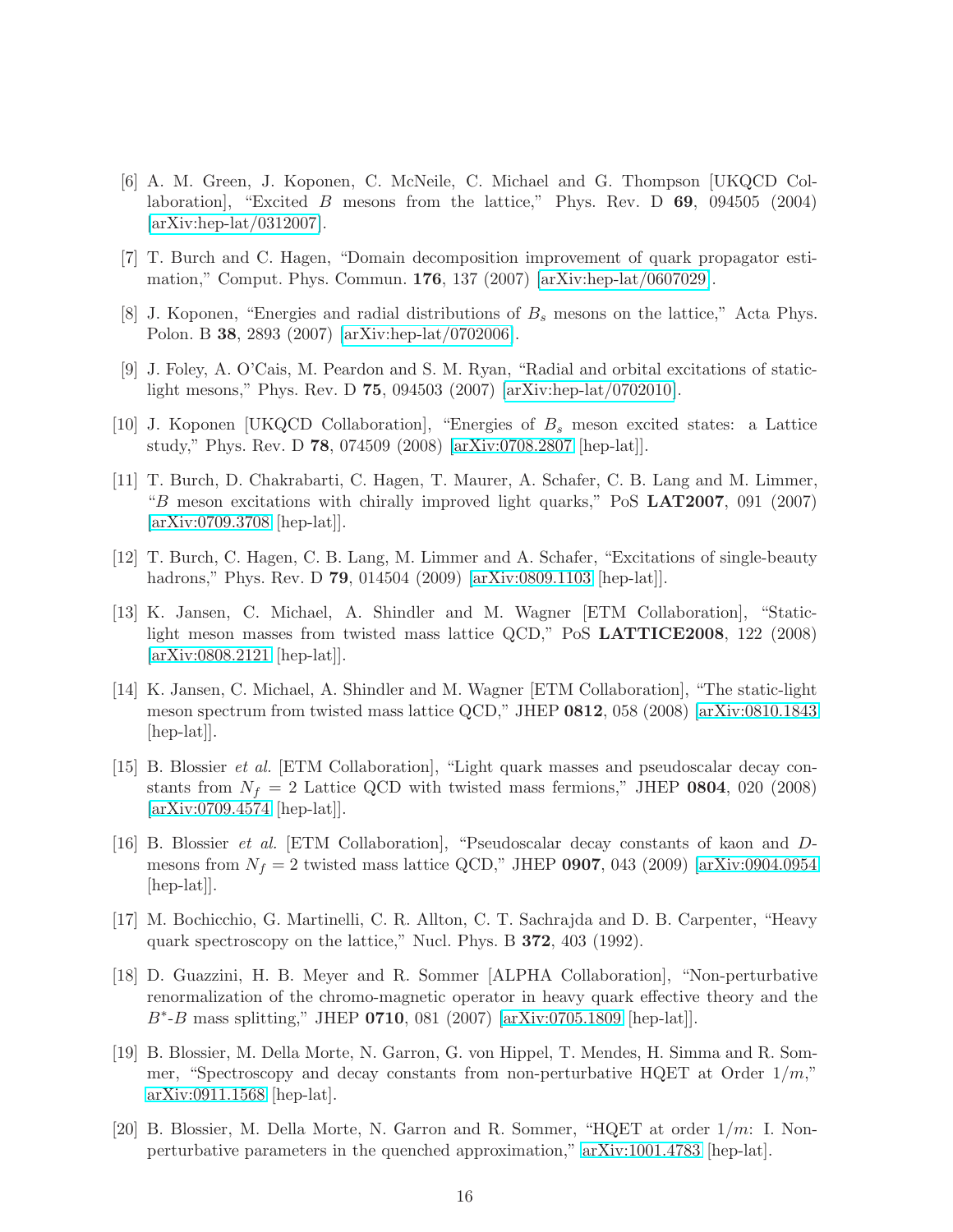[6] A. M. Green, J. Koponen, C. McNeile, C. Michael and G. Thompson [UKQCD Collaboration], "Excited $B$ mesons from the lattice," Phys. Rev. D **69**, 094505 (2004) [arXiv:hep-lat/0312007].

[7] T. Burch and C. Hagen, "Domain decomposition improvement of quark propagator estimation," Comput. Phys. Commun. **176**, 137 (2007) [arXiv:hep-lat/0607029].

[8] J. Koponen, "Energies and radial distributions of $B_s$ mesons on the lattice," Acta Phys. Polon. B **38**, 2893 (2007) [arXiv:hep-lat/0702006].

[9] J. Foley, A. O'Cais, M. Peardon and S. M. Ryan, "Radial and orbital excitations of static-light mesons," Phys. Rev. D **75**, 094503 (2007) [arXiv:hep-lat/0702010].

[10] J. Koponen [UKQCD Collaboration], "Energies of $B_s$ meson excited states: a Lattice study," Phys. Rev. D **78**, 074509 (2008) [arXiv:0708.2807 [hep-lat]].

[11] T. Burch, D. Chakrabarti, C. Hagen, T. Maurer, A. Schafer, C. B. Lang and M. Limmer, "$B$ meson excitations with chirally improved light quarks," PoS **LAT2007**, 091 (2007) [arXiv:0709.3708 [hep-lat]].

[12] T. Burch, C. Hagen, C. B. Lang, M. Limmer and A. Schafer, "Excitations of single-beauty hadrons," Phys. Rev. D **79**, 014504 (2009) [arXiv:0809.1103 [hep-lat]].

[13] K. Jansen, C. Michael, A. Shindler and M. Wagner [ETM Collaboration], "Static-light meson masses from twisted mass lattice QCD," PoS **LATTICE2008**, 122 (2008) [arXiv:0808.2121 [hep-lat]].

[14] K. Jansen, C. Michael, A. Shindler and M. Wagner [ETM Collaboration], "The static-light meson spectrum from twisted mass lattice QCD," JHEP **0812**, 058 (2008) [arXiv:0810.1843 [hep-lat]].

[15] B. Blossier *et al.* [ETM Collaboration], "Light quark masses and pseudoscalar decay constants from $N_f = 2$ Lattice QCD with twisted mass fermions," JHEP **0804**, 020 (2008) [arXiv:0709.4574 [hep-lat]].

[16] B. Blossier *et al.* [ETM Collaboration], "Pseudoscalar decay constants of kaon and $D$-mesons from $N_f = 2$ twisted mass lattice QCD," JHEP **0907**, 043 (2009) [arXiv:0904.0954 [hep-lat]].

[17] M. Bochicchio, G. Martinelli, C. R. Allton, C. T. Sachrajda and D. B. Carpenter, "Heavy quark spectroscopy on the lattice," Nucl. Phys. B **372**, 403 (1992).

[18] D. Guazzini, H. B. Meyer and R. Sommer [ALPHA Collaboration], "Non-perturbative renormalization of the chromo-magnetic operator in heavy quark effective theory and the $B^*$-$B$ mass splitting," JHEP **0710**, 081 (2007) [arXiv:0705.1809 [hep-lat]].

[19] B. Blossier, M. Della Morte, N. Garron, G. von Hippel, T. Mendes, H. Simma and R. Sommer, "Spectroscopy and decay constants from non-perturbative HQET at Order $1/m$," arXiv:0911.1568 [hep-lat].

[20] B. Blossier, M. Della Morte, N. Garron and R. Sommer, "HQET at order $1/m$: I. Non-perturbative parameters in the quenched approximation," arXiv:1001.4783 [hep-lat].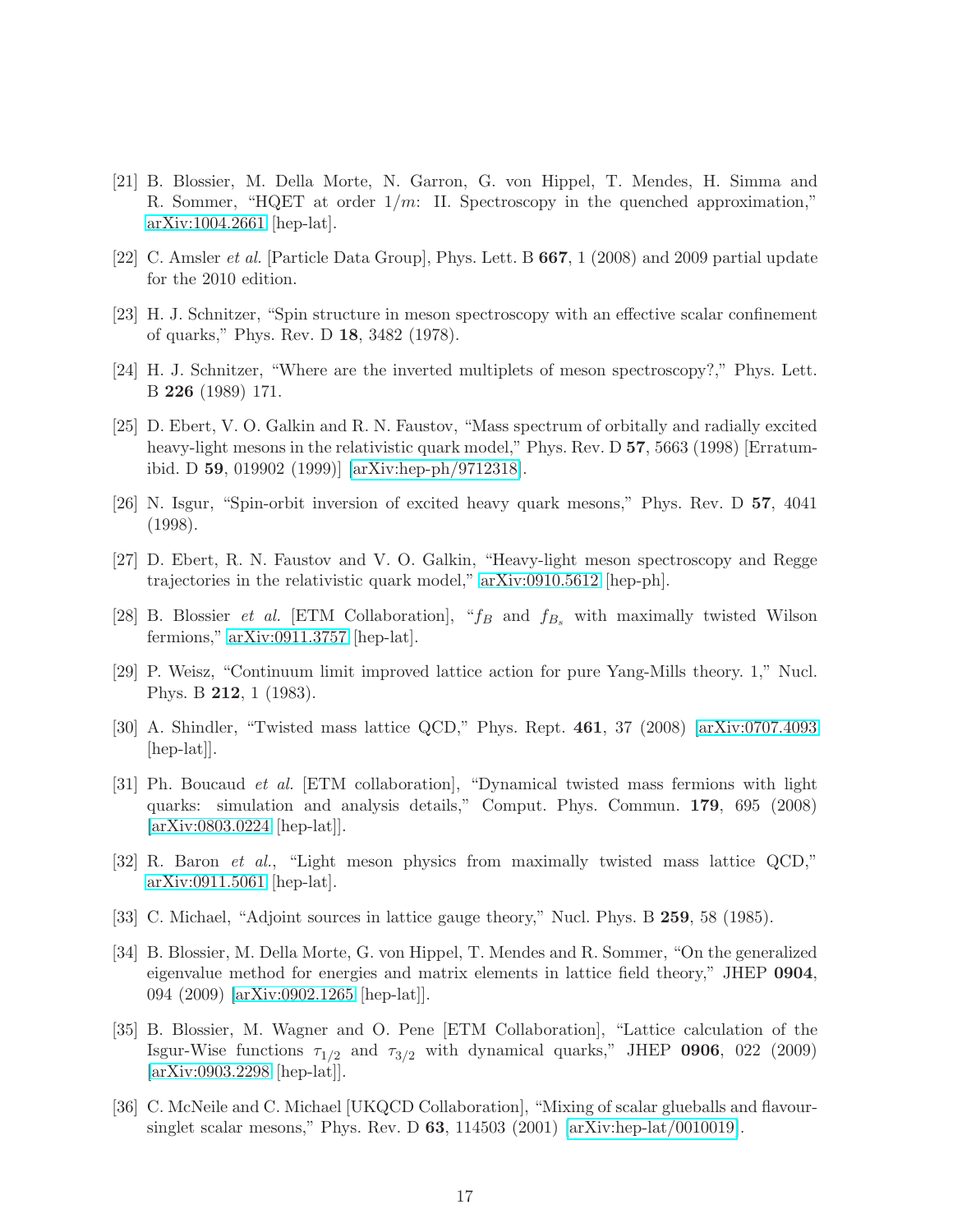[21] B. Blossier, M. Della Morte, N. Garron, G. von Hippel, T. Mendes, H. Simma and R. Sommer, "HQET at order $1/m$: II. Spectroscopy in the quenched approximation," arXiv:1004.2661 [hep-lat].

[22] C. Amsler *et al.* [Particle Data Group], Phys. Lett. B **667**, 1 (2008) and 2009 partial update for the 2010 edition.

[23] H. J. Schnitzer, "Spin structure in meson spectroscopy with an effective scalar confinement of quarks," Phys. Rev. D **18**, 3482 (1978).

[24] H. J. Schnitzer, "Where are the inverted multiplets of meson spectroscopy?," Phys. Lett. B **226** (1989) 171.

[25] D. Ebert, V. O. Galkin and R. N. Faustov, "Mass spectrum of orbitally and radially excited heavy-light mesons in the relativistic quark model," Phys. Rev. D **57**, 5663 (1998) [Erratum-ibid. D **59**, 019902 (1999)] [arXiv:hep-ph/9712318].

[26] N. Isgur, "Spin-orbit inversion of excited heavy quark mesons," Phys. Rev. D **57**, 4041 (1998).

[27] D. Ebert, R. N. Faustov and V. O. Galkin, "Heavy-light meson spectroscopy and Regge trajectories in the relativistic quark model," arXiv:0910.5612 [hep-ph].

[28] B. Blossier *et al.* [ETM Collaboration], "$f_B$ and $f_{B_s}$ with maximally twisted Wilson fermions," arXiv:0911.3757 [hep-lat].

[29] P. Weisz, "Continuum limit improved lattice action for pure Yang-Mills theory. 1," Nucl. Phys. B **212**, 1 (1983).

[30] A. Shindler, "Twisted mass lattice QCD," Phys. Rept. **461**, 37 (2008) [arXiv:0707.4093 [hep-lat]].

[31] Ph. Boucaud *et al.* [ETM collaboration], "Dynamical twisted mass fermions with light quarks: simulation and analysis details," Comput. Phys. Commun. **179**, 695 (2008) [arXiv:0803.0224 [hep-lat]].

[32] R. Baron *et al.*, "Light meson physics from maximally twisted mass lattice QCD," arXiv:0911.5061 [hep-lat].

[33] C. Michael, "Adjoint sources in lattice gauge theory," Nucl. Phys. B **259**, 58 (1985).

[34] B. Blossier, M. Della Morte, G. von Hippel, T. Mendes and R. Sommer, "On the generalized eigenvalue method for energies and matrix elements in lattice field theory," JHEP **0904**, 094 (2009) [arXiv:0902.1265 [hep-lat]].

[35] B. Blossier, M. Wagner and O. Pene [ETM Collaboration], "Lattice calculation of the Isgur-Wise functions $\tau_{1/2}$ and $\tau_{3/2}$ with dynamical quarks," JHEP **0906**, 022 (2009) [arXiv:0903.2298 [hep-lat]].

[36] C. McNeile and C. Michael [UKQCD Collaboration], "Mixing of scalar glueballs and flavour-singlet scalar mesons," Phys. Rev. D **63**, 114503 (2001) [arXiv:hep-lat/0010019].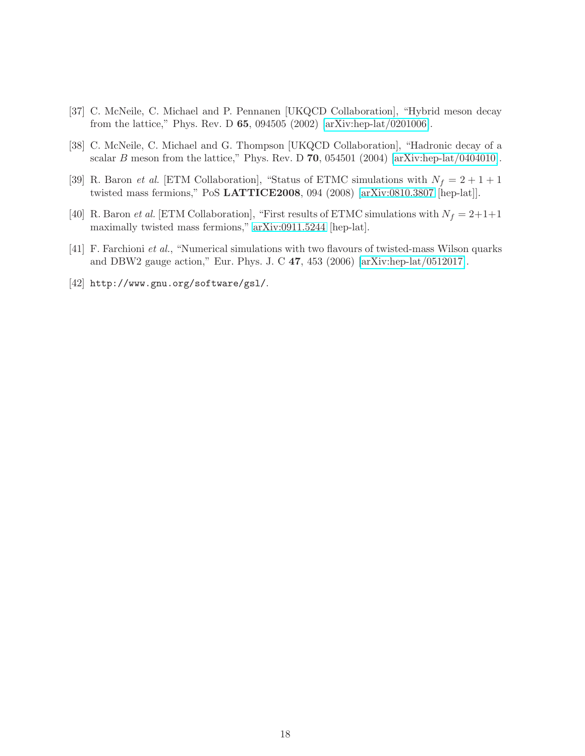[37] C. McNeile, C. Michael and P. Pennanen [UKQCD Collaboration], "Hybrid meson decay from the lattice," Phys. Rev. D **65**, 094505 (2002) [arXiv:hep-lat/0201006].

[38] C. McNeile, C. Michael and G. Thompson [UKQCD Collaboration], "Hadronic decay of a scalar $B$ meson from the lattice," Phys. Rev. D **70**, 054501 (2004) [arXiv:hep-lat/0404010].

[39] R. Baron *et al.* [ETM Collaboration], "Status of ETMC simulations with $N_f = 2 + 1 + 1$ twisted mass fermions," PoS **LATTICE2008**, 094 (2008) [arXiv:0810.3807 [hep-lat]].

[40] R. Baron *et al.* [ETM Collaboration], "First results of ETMC simulations with $N_f = 2{+}1{+}1$ maximally twisted mass fermions," arXiv:0911.5244 [hep-lat].

[41] F. Farchioni *et al.*, "Numerical simulations with two flavours of twisted-mass Wilson quarks and DBW2 gauge action," Eur. Phys. J. C **47**, 453 (2006) [arXiv:hep-lat/0512017].

[42] `http://www.gnu.org/software/gsl/`.